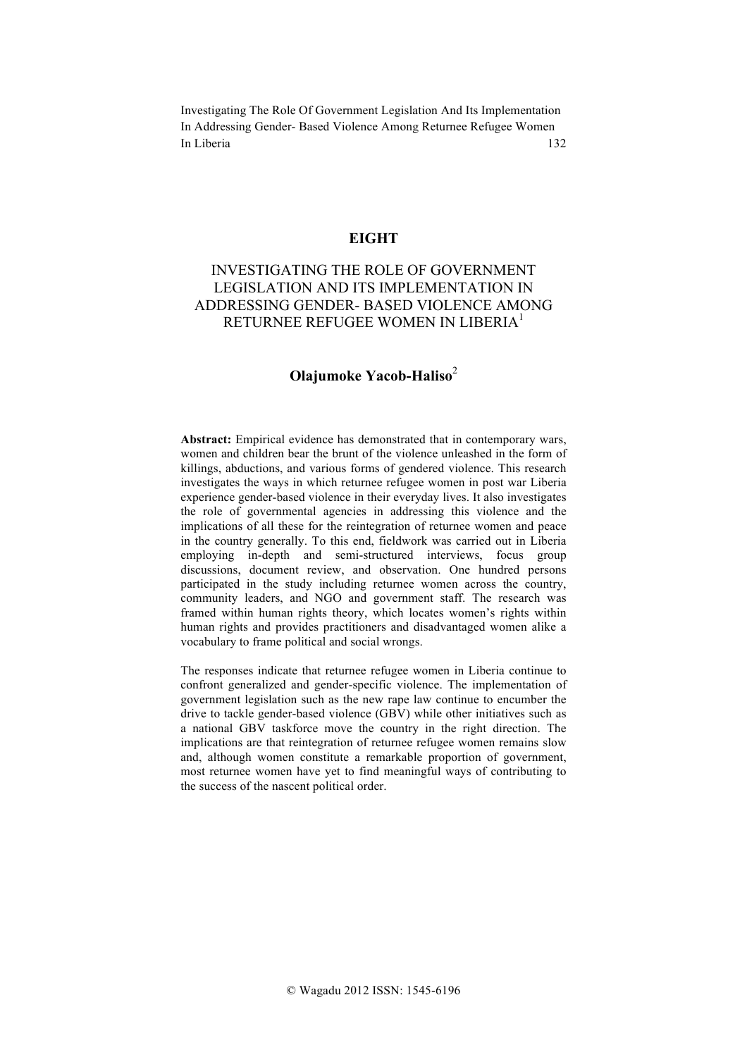# EIGHT

# INVESTIGATING THE ROLE OF GOVERNMENT LEGISLATION AND ITS IMPLEMENTATION IN ADDRESSING GENDER- BASED VIOLENCE AMONG RETURNEE REFUGEE WOMEN IN LIBERIA[1]

## Olajumoke Yacob-Haliso[2]

**Abstract:** Empirical evidence has demonstrated that in contemporary wars, women and children bear the brunt of the violence unleashed in the form of killings, abductions, and various forms of gendered violence. This research investigates the ways in which returnee refugee women in post war Liberia experience gender-based violence in their everyday lives. It also investigates the role of governmental agencies in addressing this violence and the implications of all these for the reintegration of returnee women and peace in the country generally. To this end, fieldwork was carried out in Liberia employing in-depth and semi-structured interviews, focus group discussions, document review, and observation. One hundred persons participated in the study including returnee women across the country, community leaders, and NGO and government staff. The research was framed within human rights theory, which locates women's rights within human rights and provides practitioners and disadvantaged women alike a vocabulary to frame political and social wrongs.

The responses indicate that returnee refugee women in Liberia continue to confront generalized and gender-specific violence. The implementation of government legislation such as the new rape law continue to encumber the drive to tackle gender-based violence (GBV) while other initiatives such as a national GBV taskforce move the country in the right direction. The implications are that reintegration of returnee refugee women remains slow and, although women constitute a remarkable proportion of government, most returnee women have yet to find meaningful ways of contributing to the success of the nascent political order.

© Wagadu 2012 ISSN: 1545-6196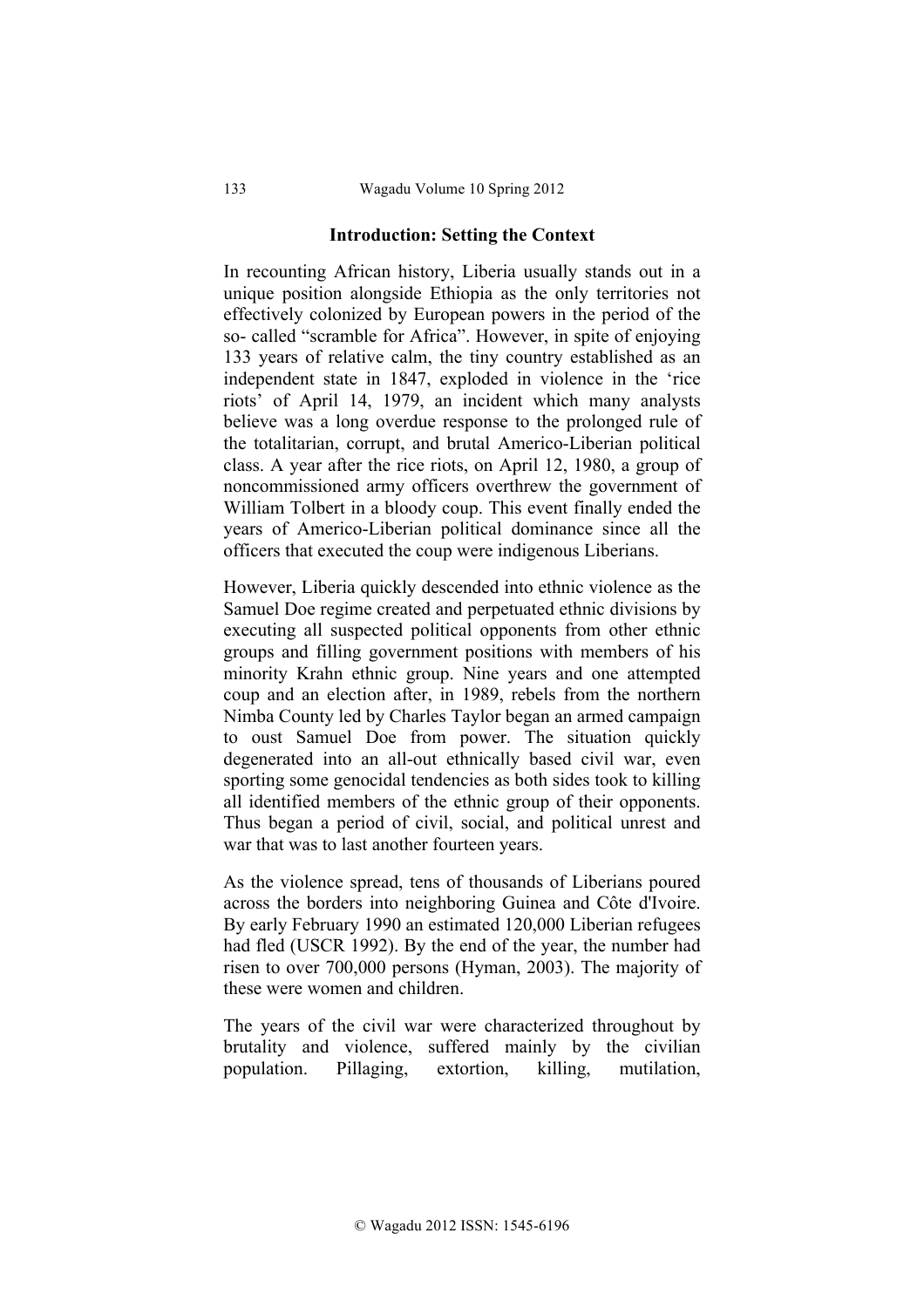## Introduction: Setting the Context

In recounting African history, Liberia usually stands out in a unique position alongside Ethiopia as the only territories not effectively colonized by European powers in the period of the so- called "scramble for Africa". However, in spite of enjoying 133 years of relative calm, the tiny country established as an independent state in 1847, exploded in violence in the 'rice riots' of April 14, 1979, an incident which many analysts believe was a long overdue response to the prolonged rule of the totalitarian, corrupt, and brutal Americo-Liberian political class. A year after the rice riots, on April 12, 1980, a group of noncommissioned army officers overthrew the government of William Tolbert in a bloody coup. This event finally ended the years of Americo-Liberian political dominance since all the officers that executed the coup were indigenous Liberians.

However, Liberia quickly descended into ethnic violence as the Samuel Doe regime created and perpetuated ethnic divisions by executing all suspected political opponents from other ethnic groups and filling government positions with members of his minority Krahn ethnic group. Nine years and one attempted coup and an election after, in 1989, rebels from the northern Nimba County led by Charles Taylor began an armed campaign to oust Samuel Doe from power. The situation quickly degenerated into an all-out ethnically based civil war, even sporting some genocidal tendencies as both sides took to killing all identified members of the ethnic group of their opponents. Thus began a period of civil, social, and political unrest and war that was to last another fourteen years.

As the violence spread, tens of thousands of Liberians poured across the borders into neighboring Guinea and Côte d'Ivoire. By early February 1990 an estimated 120,000 Liberian refugees had fled (USCR 1992). By the end of the year, the number had risen to over 700,000 persons (Hyman, 2003). The majority of these were women and children.

The years of the civil war were characterized throughout by brutality and violence, suffered mainly by the civilian population. Pillaging, extortion, killing, mutilation,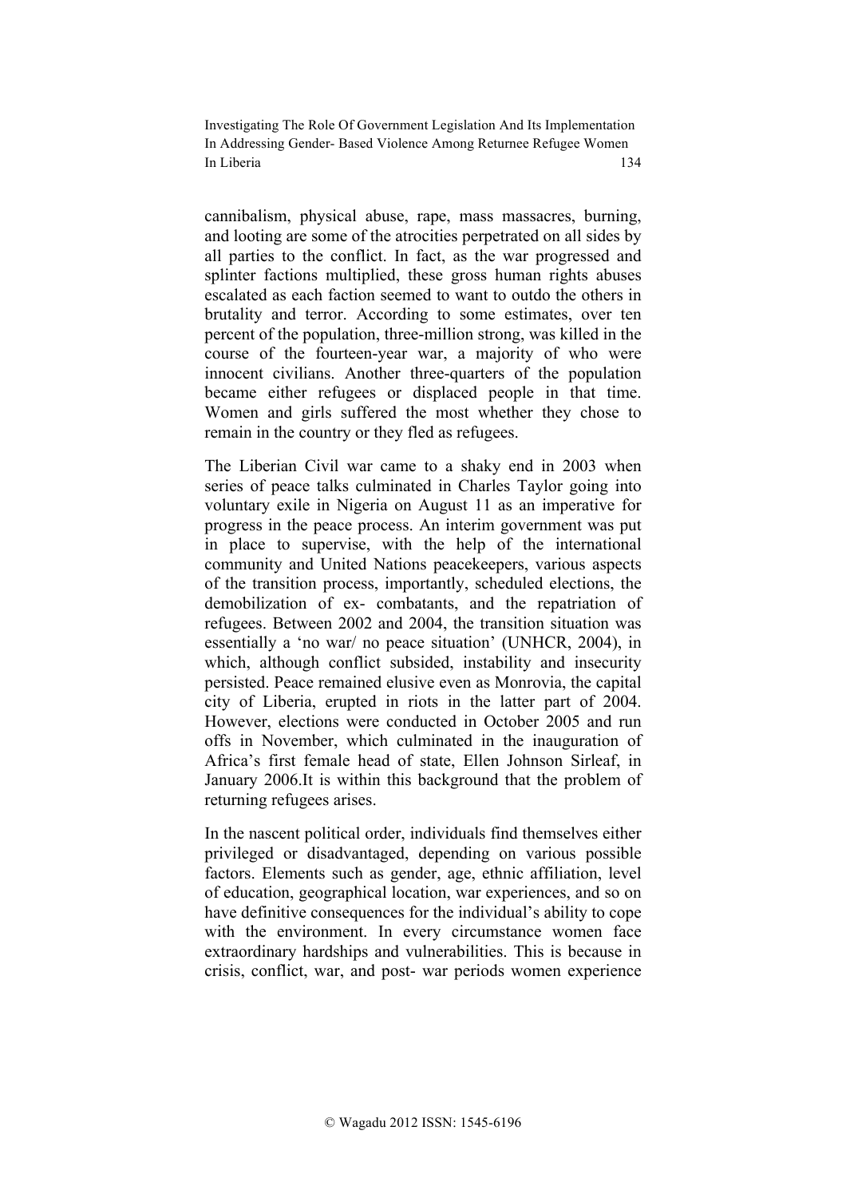cannibalism, physical abuse, rape, mass massacres, burning, and looting are some of the atrocities perpetrated on all sides by all parties to the conflict. In fact, as the war progressed and splinter factions multiplied, these gross human rights abuses escalated as each faction seemed to want to outdo the others in brutality and terror. According to some estimates, over ten percent of the population, three-million strong, was killed in the course of the fourteen-year war, a majority of who were innocent civilians. Another three-quarters of the population became either refugees or displaced people in that time. Women and girls suffered the most whether they chose to remain in the country or they fled as refugees.

The Liberian Civil war came to a shaky end in 2003 when series of peace talks culminated in Charles Taylor going into voluntary exile in Nigeria on August 11 as an imperative for progress in the peace process. An interim government was put in place to supervise, with the help of the international community and United Nations peacekeepers, various aspects of the transition process, importantly, scheduled elections, the demobilization of ex- combatants, and the repatriation of refugees. Between 2002 and 2004, the transition situation was essentially a 'no war/ no peace situation' (UNHCR, 2004), in which, although conflict subsided, instability and insecurity persisted. Peace remained elusive even as Monrovia, the capital city of Liberia, erupted in riots in the latter part of 2004. However, elections were conducted in October 2005 and run offs in November, which culminated in the inauguration of Africa's first female head of state, Ellen Johnson Sirleaf, in January 2006.It is within this background that the problem of returning refugees arises.

In the nascent political order, individuals find themselves either privileged or disadvantaged, depending on various possible factors. Elements such as gender, age, ethnic affiliation, level of education, geographical location, war experiences, and so on have definitive consequences for the individual's ability to cope with the environment. In every circumstance women face extraordinary hardships and vulnerabilities. This is because in crisis, conflict, war, and post- war periods women experience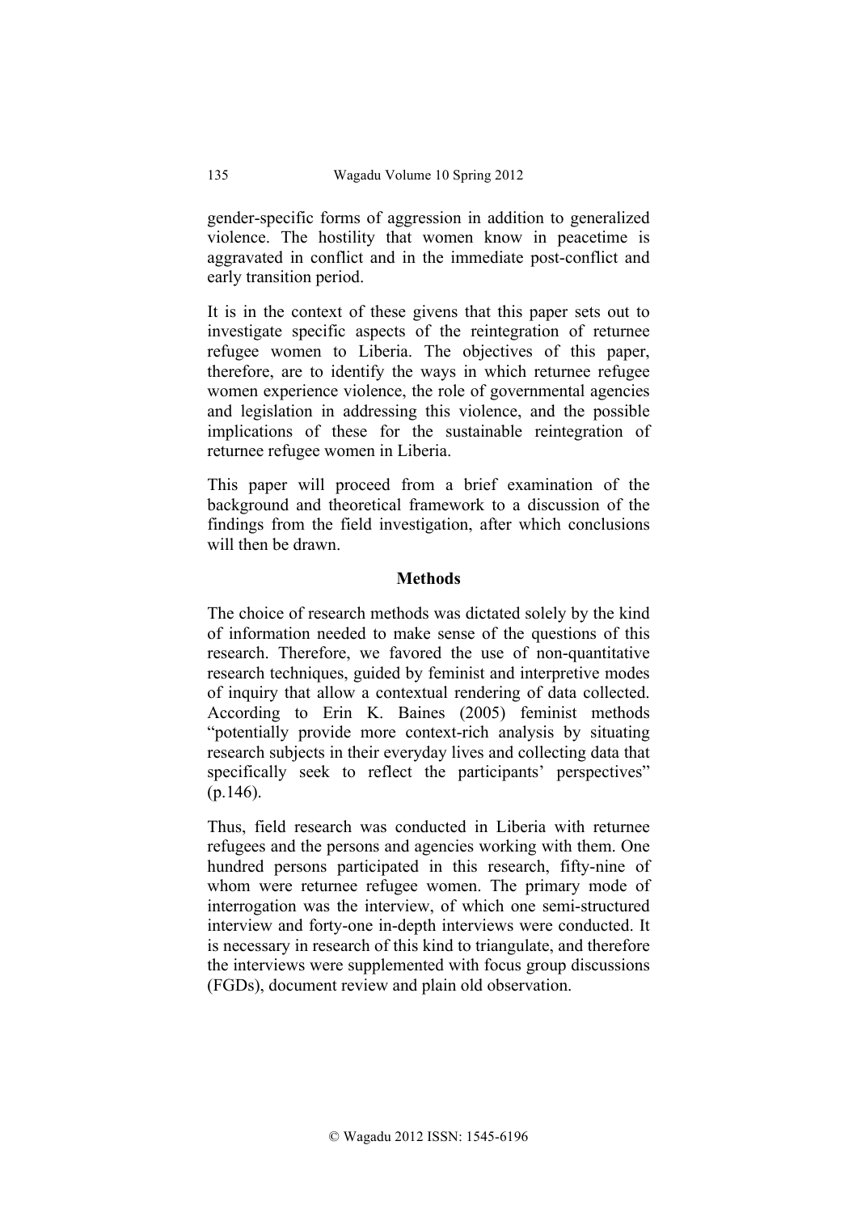gender-specific forms of aggression in addition to generalized violence. The hostility that women know in peacetime is aggravated in conflict and in the immediate post-conflict and early transition period.

It is in the context of these givens that this paper sets out to investigate specific aspects of the reintegration of returnee refugee women to Liberia. The objectives of this paper, therefore, are to identify the ways in which returnee refugee women experience violence, the role of governmental agencies and legislation in addressing this violence, and the possible implications of these for the sustainable reintegration of returnee refugee women in Liberia.

This paper will proceed from a brief examination of the background and theoretical framework to a discussion of the findings from the field investigation, after which conclusions will then be drawn.

## Methods

The choice of research methods was dictated solely by the kind of information needed to make sense of the questions of this research. Therefore, we favored the use of non-quantitative research techniques, guided by feminist and interpretive modes of inquiry that allow a contextual rendering of data collected. According to Erin K. Baines (2005) feminist methods "potentially provide more context-rich analysis by situating research subjects in their everyday lives and collecting data that specifically seek to reflect the participants' perspectives" (p.146).

Thus, field research was conducted in Liberia with returnee refugees and the persons and agencies working with them. One hundred persons participated in this research, fifty-nine of whom were returnee refugee women. The primary mode of interrogation was the interview, of which one semi-structured interview and forty-one in-depth interviews were conducted. It is necessary in research of this kind to triangulate, and therefore the interviews were supplemented with focus group discussions (FGDs), document review and plain old observation.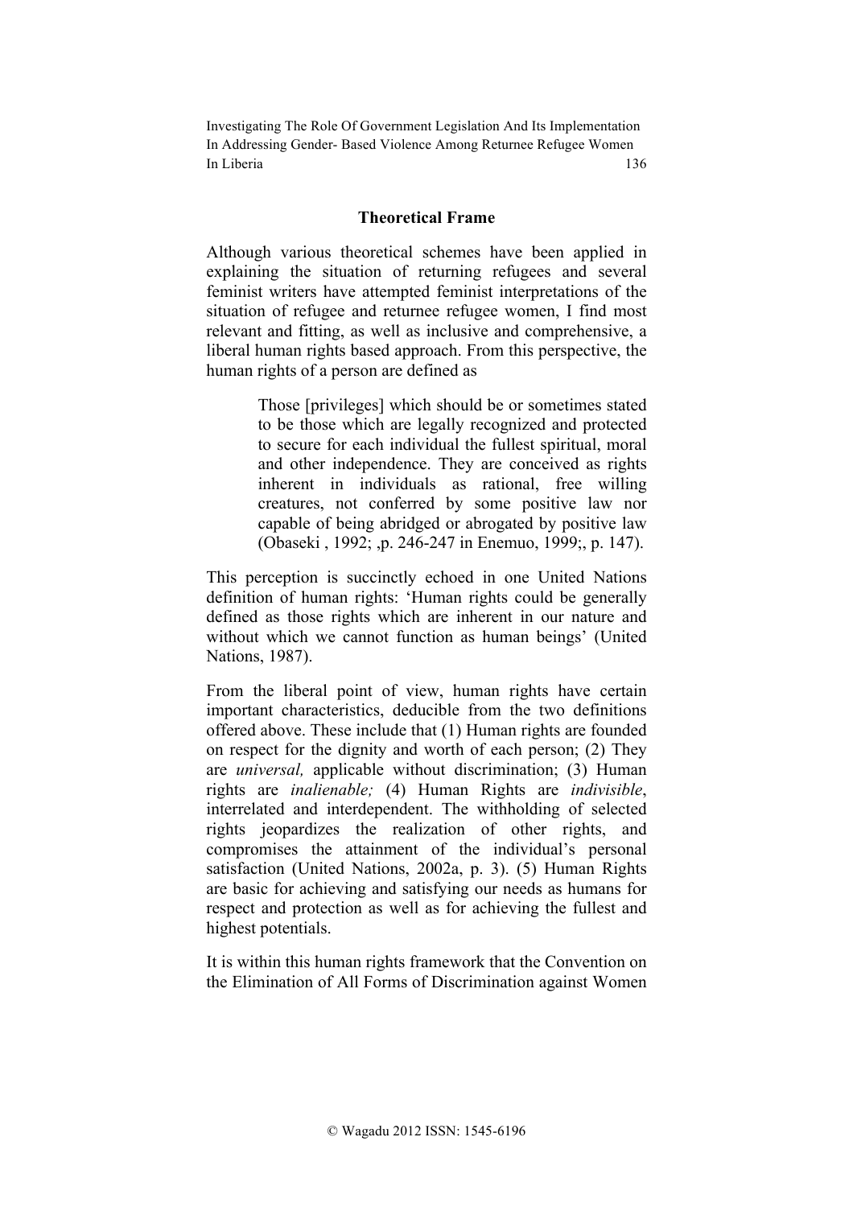## Theoretical Frame

Although various theoretical schemes have been applied in explaining the situation of returning refugees and several feminist writers have attempted feminist interpretations of the situation of refugee and returnee refugee women, I find most relevant and fitting, as well as inclusive and comprehensive, a liberal human rights based approach. From this perspective, the human rights of a person are defined as

> Those [privileges] which should be or sometimes stated to be those which are legally recognized and protected to secure for each individual the fullest spiritual, moral and other independence. They are conceived as rights inherent in individuals as rational, free willing creatures, not conferred by some positive law nor capable of being abridged or abrogated by positive law (Obaseki , 1992; ,p. 246-247 in Enemuo, 1999;, p. 147).

This perception is succinctly echoed in one United Nations definition of human rights: 'Human rights could be generally defined as those rights which are inherent in our nature and without which we cannot function as human beings' (United Nations, 1987).

From the liberal point of view, human rights have certain important characteristics, deducible from the two definitions offered above. These include that (1) Human rights are founded on respect for the dignity and worth of each person; (2) They are *universal,* applicable without discrimination; (3) Human rights are *inalienable;* (4) Human Rights are *indivisible*, interrelated and interdependent. The withholding of selected rights jeopardizes the realization of other rights, and compromises the attainment of the individual's personal satisfaction (United Nations, 2002a, p. 3). (5) Human Rights are basic for achieving and satisfying our needs as humans for respect and protection as well as for achieving the fullest and highest potentials.

It is within this human rights framework that the Convention on the Elimination of All Forms of Discrimination against Women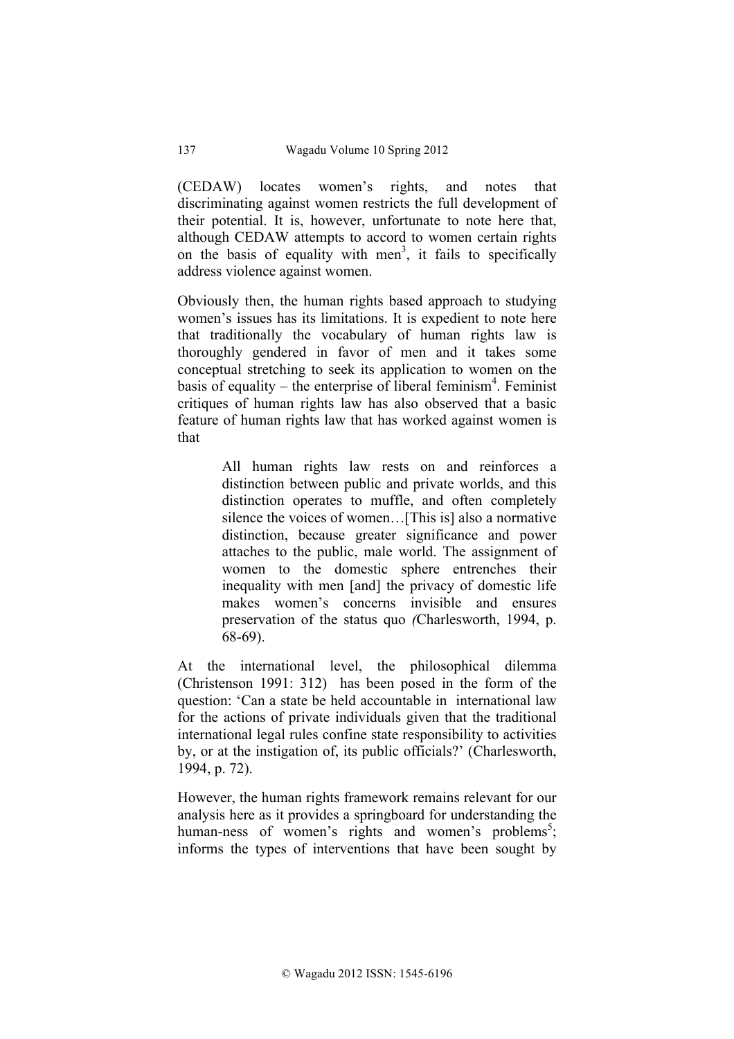(CEDAW) locates women's rights, and notes that discriminating against women restricts the full development of their potential. It is, however, unfortunate to note here that, although CEDAW attempts to accord to women certain rights on the basis of equality with men[3], it fails to specifically address violence against women.

Obviously then, the human rights based approach to studying women's issues has its limitations. It is expedient to note here that traditionally the vocabulary of human rights law is thoroughly gendered in favor of men and it takes some conceptual stretching to seek its application to women on the basis of equality – the enterprise of liberal feminism[4]. Feminist critiques of human rights law has also observed that a basic feature of human rights law that has worked against women is that

> All human rights law rests on and reinforces a distinction between public and private worlds, and this distinction operates to muffle, and often completely silence the voices of women…[This is] also a normative distinction, because greater significance and power attaches to the public, male world. The assignment of women to the domestic sphere entrenches their inequality with men [and] the privacy of domestic life makes women's concerns invisible and ensures preservation of the status quo *(*Charlesworth, 1994, p. 68-69).

At the international level, the philosophical dilemma (Christenson 1991: 312) has been posed in the form of the question: 'Can a state be held accountable in international law for the actions of private individuals given that the traditional international legal rules confine state responsibility to activities by, or at the instigation of, its public officials?' (Charlesworth, 1994, p. 72).

However, the human rights framework remains relevant for our analysis here as it provides a springboard for understanding the human-ness of women's rights and women's problems[5]; informs the types of interventions that have been sought by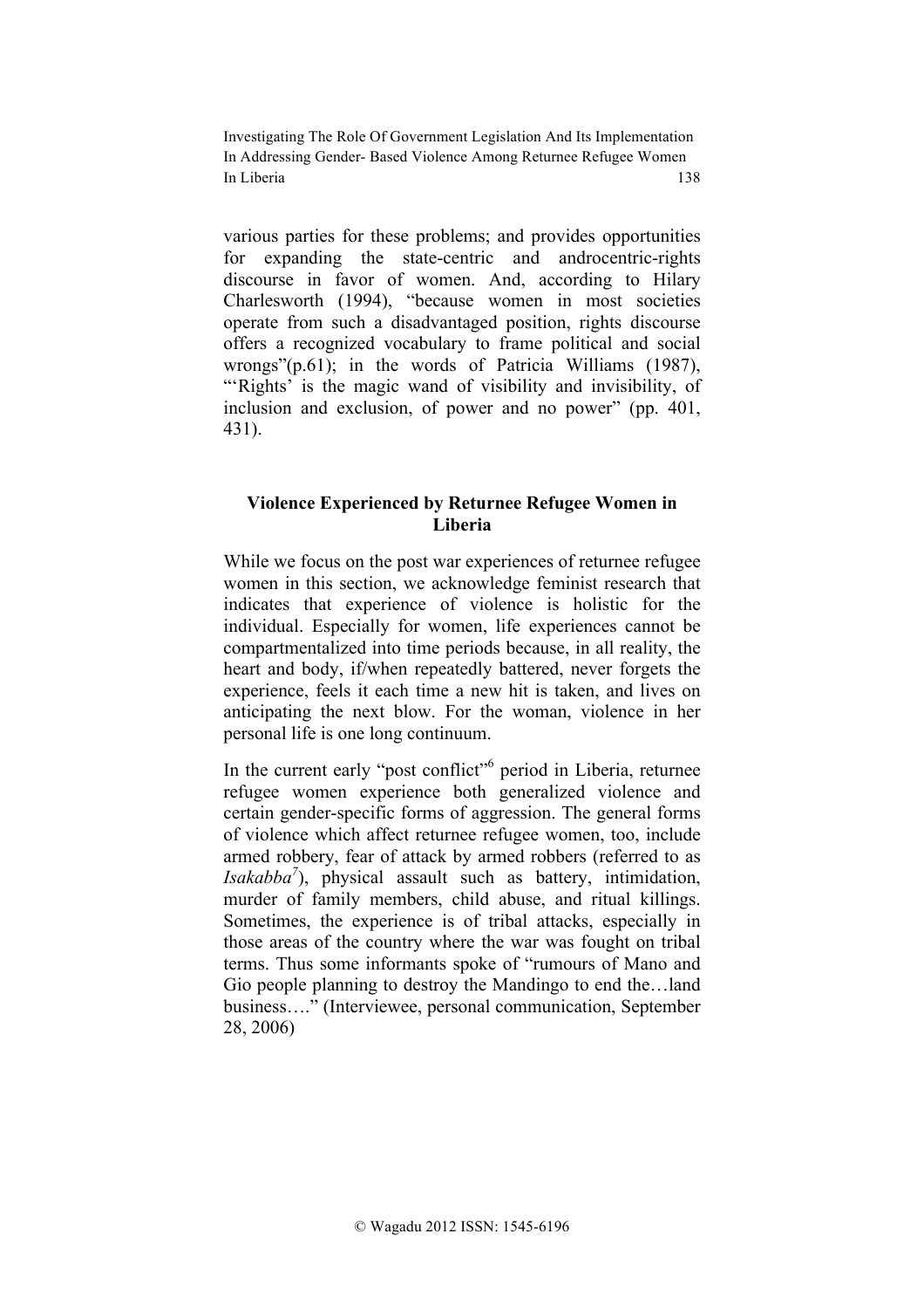various parties for these problems; and provides opportunities for expanding the state-centric and androcentric-rights discourse in favor of women. And, according to Hilary Charlesworth (1994), "because women in most societies operate from such a disadvantaged position, rights discourse offers a recognized vocabulary to frame political and social wrongs"(p.61); in the words of Patricia Williams (1987), "'Rights' is the magic wand of visibility and invisibility, of inclusion and exclusion, of power and no power" (pp. 401, 431).

## Violence Experienced by Returnee Refugee Women in Liberia

While we focus on the post war experiences of returnee refugee women in this section, we acknowledge feminist research that indicates that experience of violence is holistic for the individual. Especially for women, life experiences cannot be compartmentalized into time periods because, in all reality, the heart and body, if/when repeatedly battered, never forgets the experience, feels it each time a new hit is taken, and lives on anticipating the next blow. For the woman, violence in her personal life is one long continuum.

In the current early "post conflict"[6] period in Liberia, returnee refugee women experience both generalized violence and certain gender-specific forms of aggression. The general forms of violence which affect returnee refugee women, too, include armed robbery, fear of attack by armed robbers (referred to as *Isakabba*[7]), physical assault such as battery, intimidation, murder of family members, child abuse, and ritual killings. Sometimes, the experience is of tribal attacks, especially in those areas of the country where the war was fought on tribal terms. Thus some informants spoke of "rumours of Mano and Gio people planning to destroy the Mandingo to end the…land business…." (Interviewee, personal communication, September 28, 2006)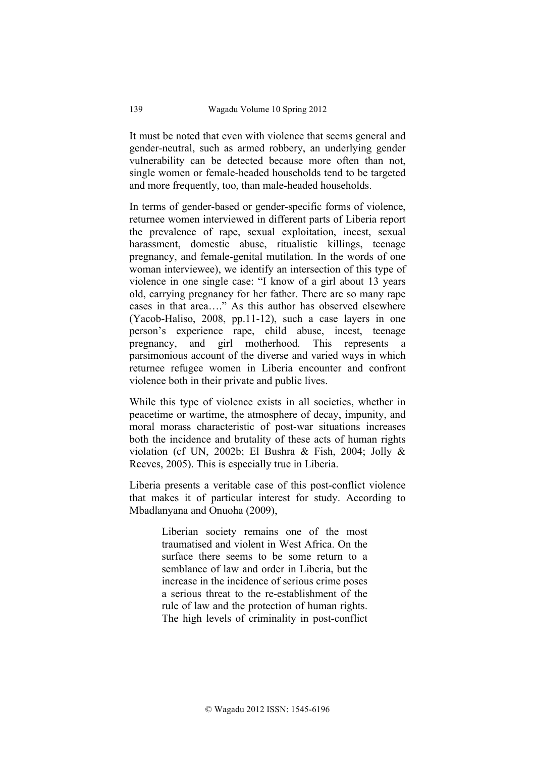It must be noted that even with violence that seems general and gender-neutral, such as armed robbery, an underlying gender vulnerability can be detected because more often than not, single women or female-headed households tend to be targeted and more frequently, too, than male-headed households.

In terms of gender-based or gender-specific forms of violence, returnee women interviewed in different parts of Liberia report the prevalence of rape, sexual exploitation, incest, sexual harassment, domestic abuse, ritualistic killings, teenage pregnancy, and female-genital mutilation. In the words of one woman interviewee), we identify an intersection of this type of violence in one single case: "I know of a girl about 13 years old, carrying pregnancy for her father. There are so many rape cases in that area…." As this author has observed elsewhere (Yacob-Haliso, 2008, pp.11-12), such a case layers in one person's experience rape, child abuse, incest, teenage pregnancy, and girl motherhood. This represents a parsimonious account of the diverse and varied ways in which returnee refugee women in Liberia encounter and confront violence both in their private and public lives.

While this type of violence exists in all societies, whether in peacetime or wartime, the atmosphere of decay, impunity, and moral morass characteristic of post-war situations increases both the incidence and brutality of these acts of human rights violation (cf UN, 2002b; El Bushra & Fish, 2004; Jolly & Reeves, 2005). This is especially true in Liberia.

Liberia presents a veritable case of this post-conflict violence that makes it of particular interest for study. According to Mbadlanyana and Onuoha (2009),

> Liberian society remains one of the most traumatised and violent in West Africa. On the surface there seems to be some return to a semblance of law and order in Liberia, but the increase in the incidence of serious crime poses a serious threat to the re-establishment of the rule of law and the protection of human rights. The high levels of criminality in post-conflict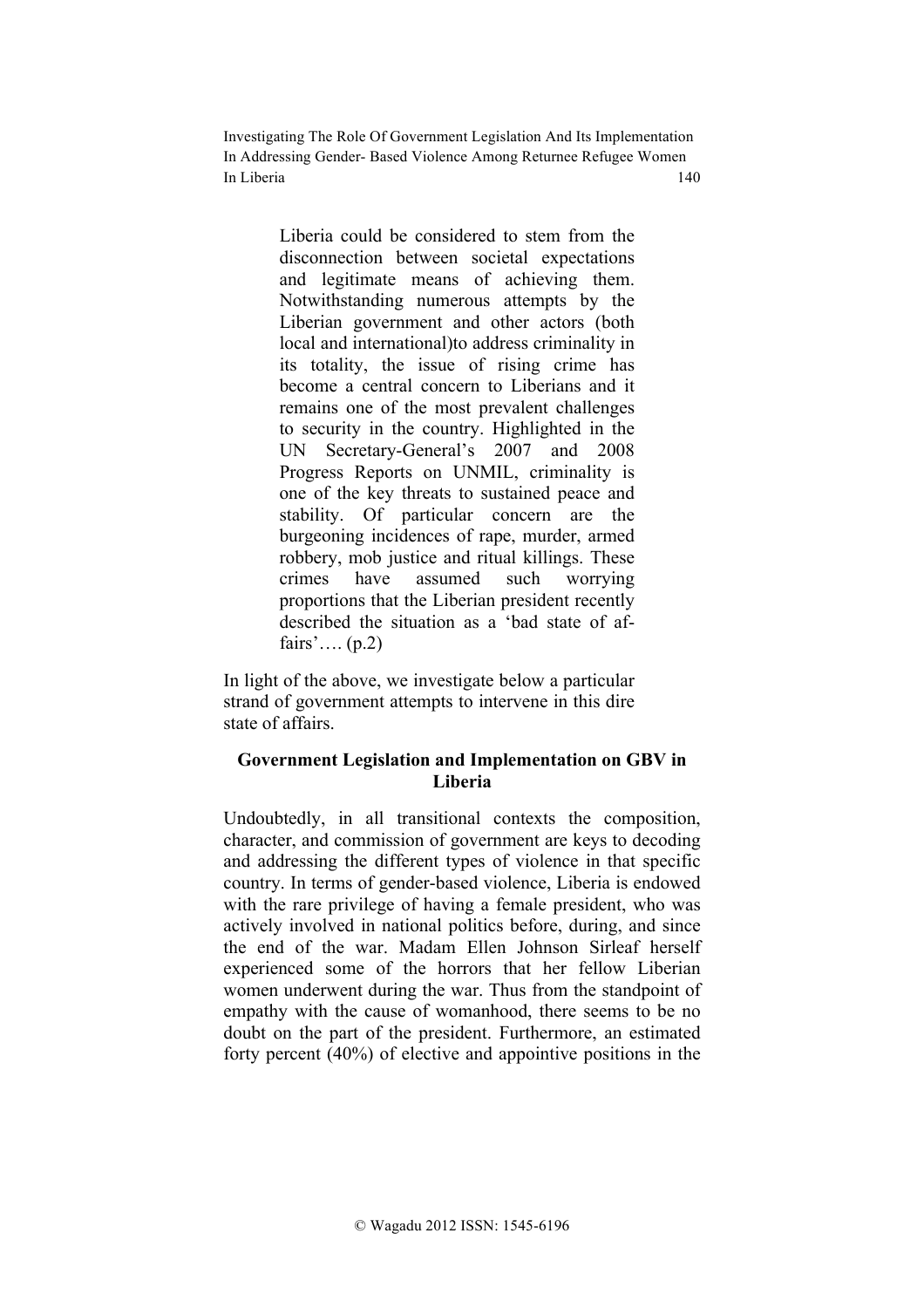> Liberia could be considered to stem from the disconnection between societal expectations and legitimate means of achieving them. Notwithstanding numerous attempts by the Liberian government and other actors (both local and international)to address criminality in its totality, the issue of rising crime has become a central concern to Liberians and it remains one of the most prevalent challenges to security in the country. Highlighted in the UN Secretary-General's 2007 and 2008 Progress Reports on UNMIL, criminality is one of the key threats to sustained peace and stability. Of particular concern are the burgeoning incidences of rape, murder, armed robbery, mob justice and ritual killings. These crimes have assumed such worrying proportions that the Liberian president recently described the situation as a 'bad state of affairs'…. (p.2)

In light of the above, we investigate below a particular strand of government attempts to intervene in this dire state of affairs.

### Government Legislation and Implementation on GBV in Liberia

Undoubtedly, in all transitional contexts the composition, character, and commission of government are keys to decoding and addressing the different types of violence in that specific country. In terms of gender-based violence, Liberia is endowed with the rare privilege of having a female president, who was actively involved in national politics before, during, and since the end of the war. Madam Ellen Johnson Sirleaf herself experienced some of the horrors that her fellow Liberian women underwent during the war. Thus from the standpoint of empathy with the cause of womanhood, there seems to be no doubt on the part of the president. Furthermore, an estimated forty percent (40%) of elective and appointive positions in the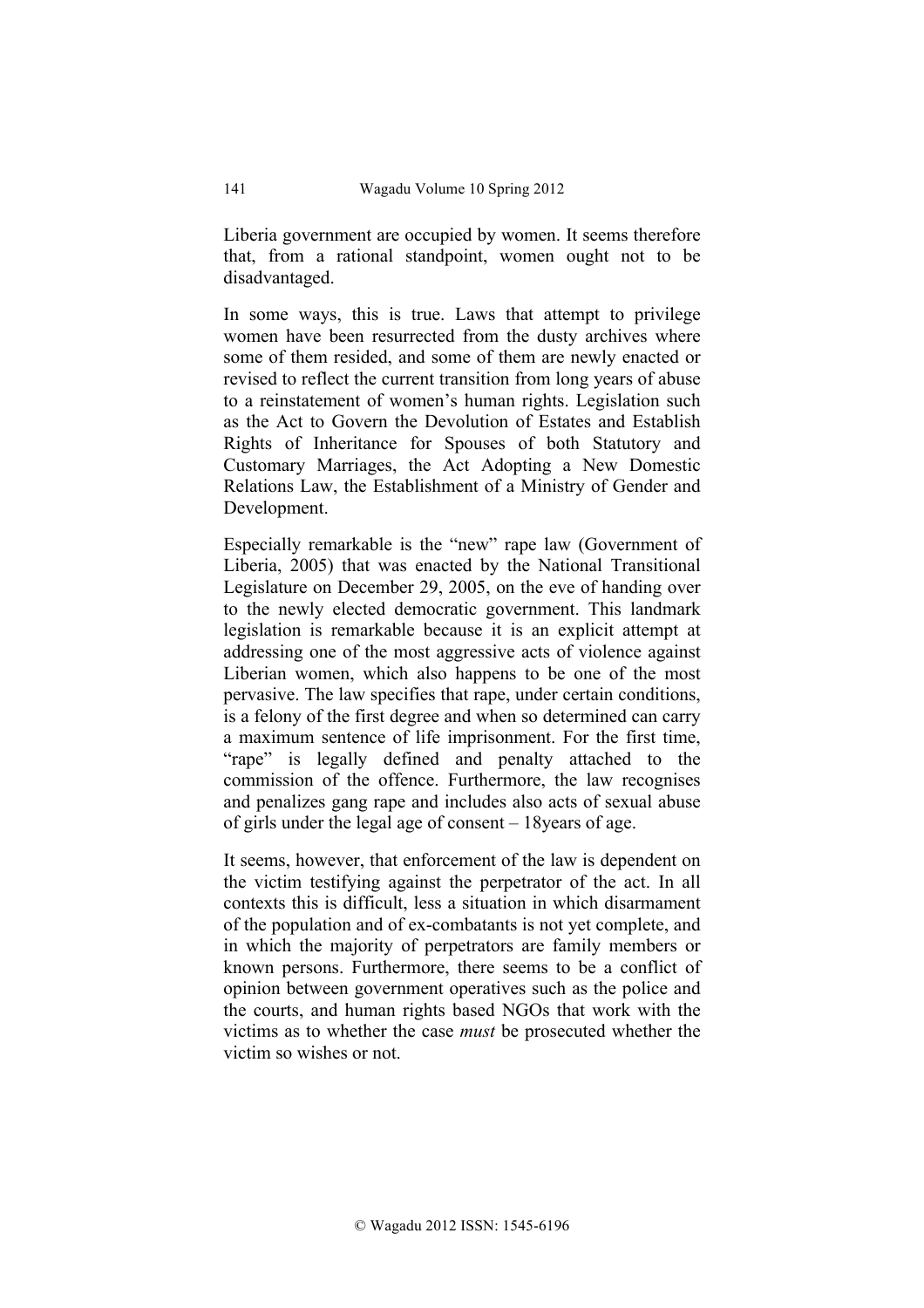Liberia government are occupied by women. It seems therefore that, from a rational standpoint, women ought not to be disadvantaged.

In some ways, this is true. Laws that attempt to privilege women have been resurrected from the dusty archives where some of them resided, and some of them are newly enacted or revised to reflect the current transition from long years of abuse to a reinstatement of women's human rights. Legislation such as the Act to Govern the Devolution of Estates and Establish Rights of Inheritance for Spouses of both Statutory and Customary Marriages, the Act Adopting a New Domestic Relations Law, the Establishment of a Ministry of Gender and Development.

Especially remarkable is the "new" rape law (Government of Liberia, 2005) that was enacted by the National Transitional Legislature on December 29, 2005, on the eve of handing over to the newly elected democratic government. This landmark legislation is remarkable because it is an explicit attempt at addressing one of the most aggressive acts of violence against Liberian women, which also happens to be one of the most pervasive. The law specifies that rape, under certain conditions, is a felony of the first degree and when so determined can carry a maximum sentence of life imprisonment. For the first time, "rape" is legally defined and penalty attached to the commission of the offence. Furthermore, the law recognises and penalizes gang rape and includes also acts of sexual abuse of girls under the legal age of consent – 18years of age.

It seems, however, that enforcement of the law is dependent on the victim testifying against the perpetrator of the act. In all contexts this is difficult, less a situation in which disarmament of the population and of ex-combatants is not yet complete, and in which the majority of perpetrators are family members or known persons. Furthermore, there seems to be a conflict of opinion between government operatives such as the police and the courts, and human rights based NGOs that work with the victims as to whether the case *must* be prosecuted whether the victim so wishes or not.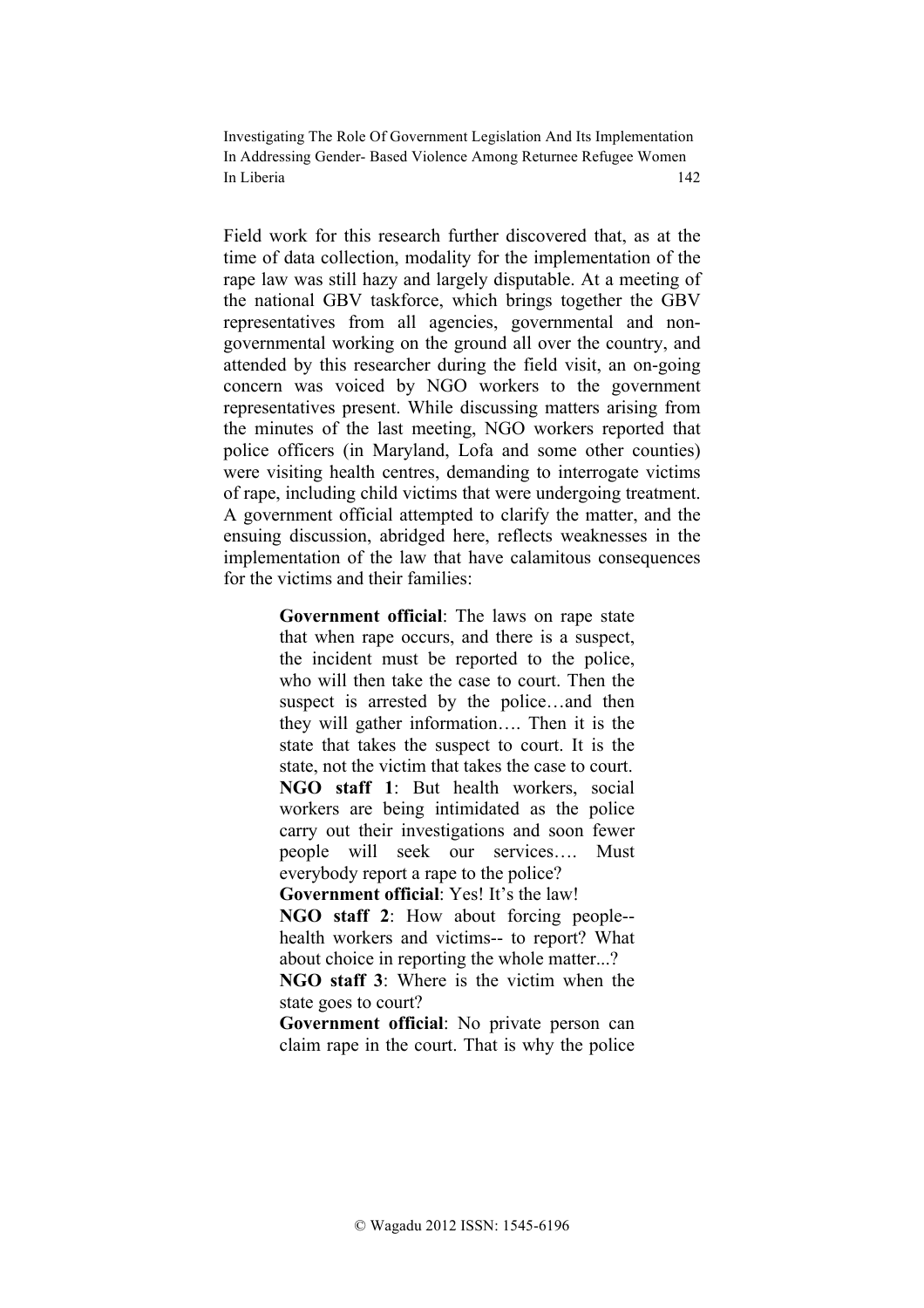Field work for this research further discovered that, as at the time of data collection, modality for the implementation of the rape law was still hazy and largely disputable. At a meeting of the national GBV taskforce, which brings together the GBV representatives from all agencies, governmental and non-governmental working on the ground all over the country, and attended by this researcher during the field visit, an on-going concern was voiced by NGO workers to the government representatives present. While discussing matters arising from the minutes of the last meeting, NGO workers reported that police officers (in Maryland, Lofa and some other counties) were visiting health centres, demanding to interrogate victims of rape, including child victims that were undergoing treatment. A government official attempted to clarify the matter, and the ensuing discussion, abridged here, reflects weaknesses in the implementation of the law that have calamitous consequences for the victims and their families:

> **Government official**: The laws on rape state that when rape occurs, and there is a suspect, the incident must be reported to the police, who will then take the case to court. Then the suspect is arrested by the police…and then they will gather information…. Then it is the state that takes the suspect to court. It is the state, not the victim that takes the case to court.
> **NGO staff 1**: But health workers, social workers are being intimidated as the police carry out their investigations and soon fewer people will seek our services…. Must everybody report a rape to the police?
> **Government official**: Yes! It's the law!
> **NGO staff 2**: How about forcing people-- health workers and victims-- to report? What about choice in reporting the whole matter...?
> **NGO staff 3**: Where is the victim when the state goes to court?
> **Government official**: No private person can claim rape in the court. That is why the police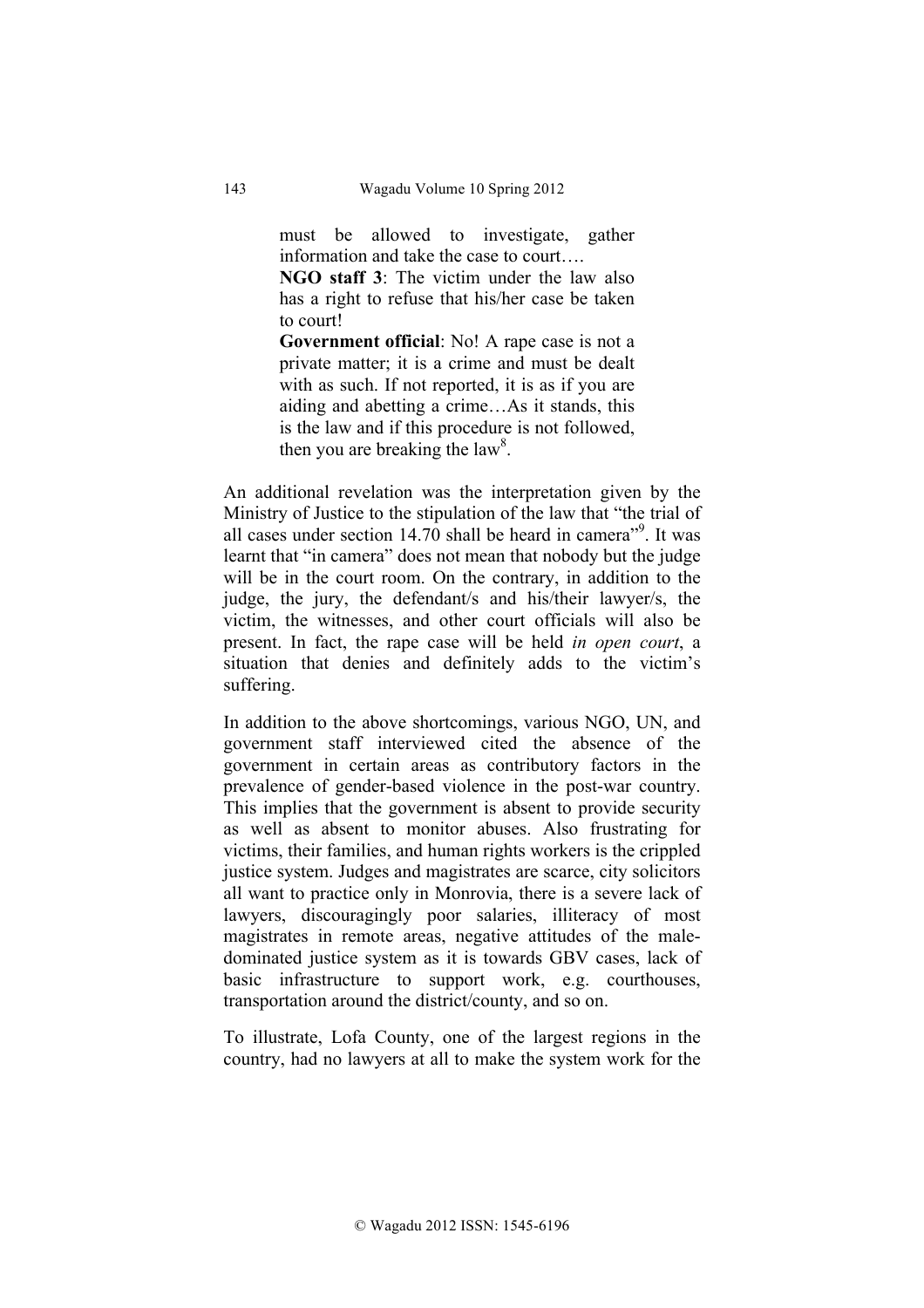> must be allowed to investigate, gather information and take the case to court….
>
> **NGO staff 3**: The victim under the law also has a right to refuse that his/her case be taken to court!
>
> **Government official**: No! A rape case is not a private matter; it is a crime and must be dealt with as such. If not reported, it is as if you are aiding and abetting a crime…As it stands, this is the law and if this procedure is not followed, then you are breaking the law[8].

An additional revelation was the interpretation given by the Ministry of Justice to the stipulation of the law that "the trial of all cases under section 14.70 shall be heard in camera"[9]. It was learnt that "in camera" does not mean that nobody but the judge will be in the court room. On the contrary, in addition to the judge, the jury, the defendant/s and his/their lawyer/s, the victim, the witnesses, and other court officials will also be present. In fact, the rape case will be held *in open court*, a situation that denies and definitely adds to the victim's suffering.

In addition to the above shortcomings, various NGO, UN, and government staff interviewed cited the absence of the government in certain areas as contributory factors in the prevalence of gender-based violence in the post-war country. This implies that the government is absent to provide security as well as absent to monitor abuses. Also frustrating for victims, their families, and human rights workers is the crippled justice system. Judges and magistrates are scarce, city solicitors all want to practice only in Monrovia, there is a severe lack of lawyers, discouragingly poor salaries, illiteracy of most magistrates in remote areas, negative attitudes of the male-dominated justice system as it is towards GBV cases, lack of basic infrastructure to support work, e.g. courthouses, transportation around the district/county, and so on.

To illustrate, Lofa County, one of the largest regions in the country, had no lawyers at all to make the system work for the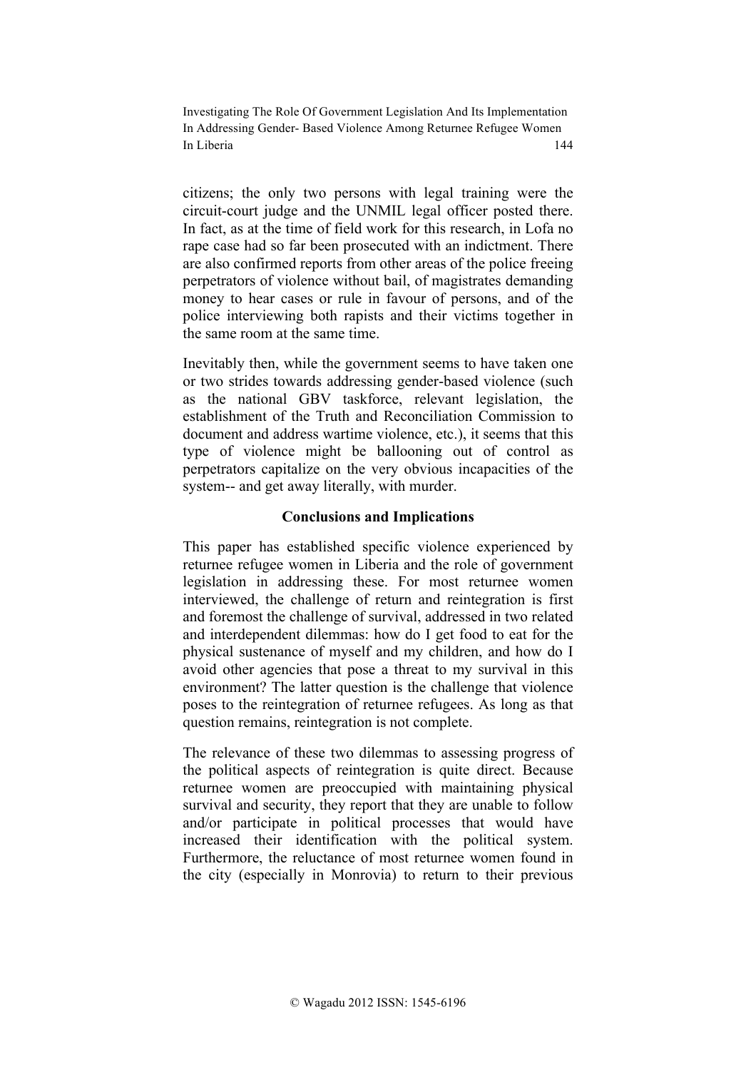citizens; the only two persons with legal training were the circuit-court judge and the UNMIL legal officer posted there. In fact, as at the time of field work for this research, in Lofa no rape case had so far been prosecuted with an indictment. There are also confirmed reports from other areas of the police freeing perpetrators of violence without bail, of magistrates demanding money to hear cases or rule in favour of persons, and of the police interviewing both rapists and their victims together in the same room at the same time.

Inevitably then, while the government seems to have taken one or two strides towards addressing gender-based violence (such as the national GBV taskforce, relevant legislation, the establishment of the Truth and Reconciliation Commission to document and address wartime violence, etc.), it seems that this type of violence might be ballooning out of control as perpetrators capitalize on the very obvious incapacities of the system-- and get away literally, with murder.

## Conclusions and Implications

This paper has established specific violence experienced by returnee refugee women in Liberia and the role of government legislation in addressing these. For most returnee women interviewed, the challenge of return and reintegration is first and foremost the challenge of survival, addressed in two related and interdependent dilemmas: how do I get food to eat for the physical sustenance of myself and my children, and how do I avoid other agencies that pose a threat to my survival in this environment? The latter question is the challenge that violence poses to the reintegration of returnee refugees. As long as that question remains, reintegration is not complete.

The relevance of these two dilemmas to assessing progress of the political aspects of reintegration is quite direct. Because returnee women are preoccupied with maintaining physical survival and security, they report that they are unable to follow and/or participate in political processes that would have increased their identification with the political system. Furthermore, the reluctance of most returnee women found in the city (especially in Monrovia) to return to their previous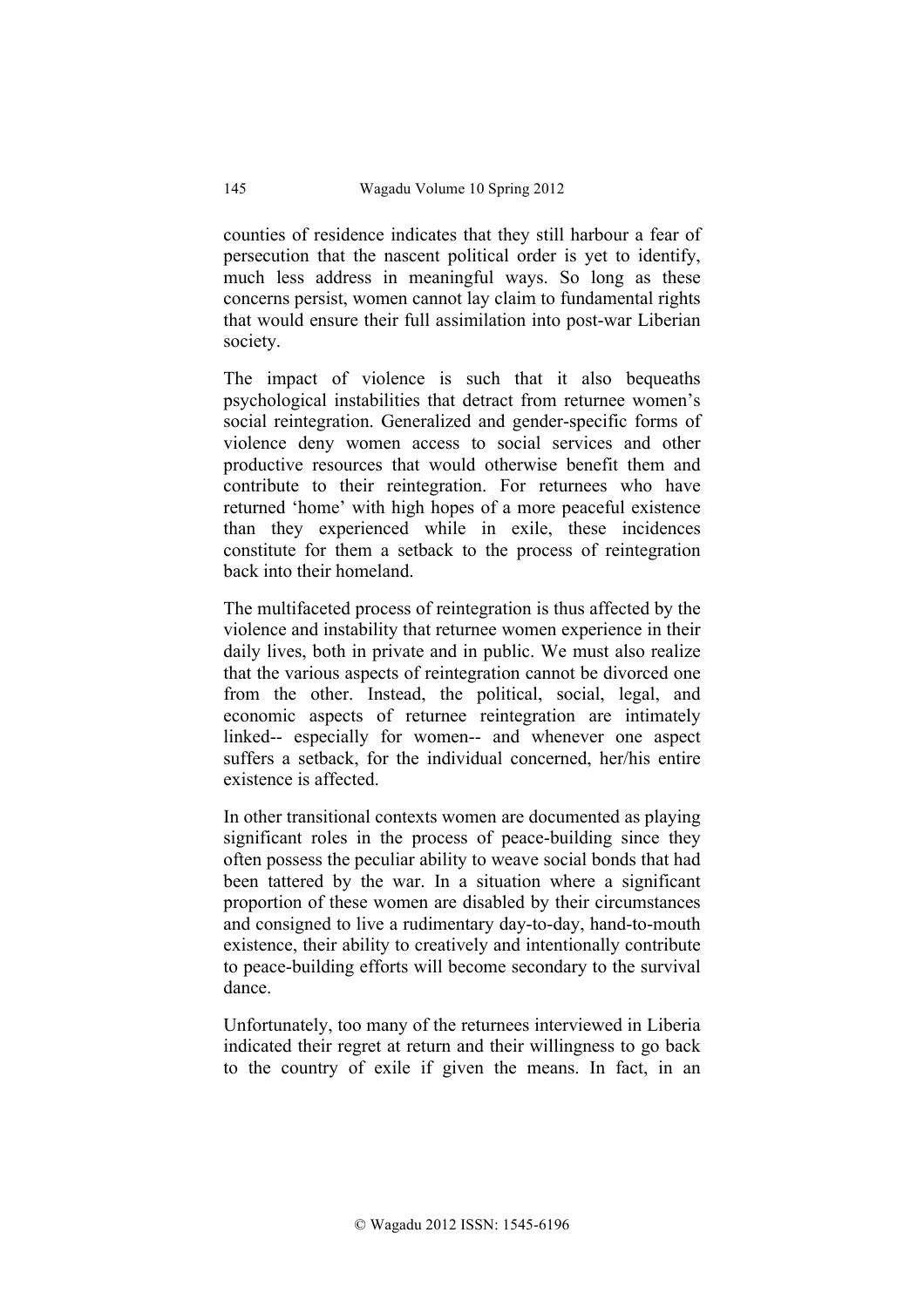counties of residence indicates that they still harbour a fear of persecution that the nascent political order is yet to identify, much less address in meaningful ways. So long as these concerns persist, women cannot lay claim to fundamental rights that would ensure their full assimilation into post-war Liberian society.

The impact of violence is such that it also bequeaths psychological instabilities that detract from returnee women's social reintegration. Generalized and gender-specific forms of violence deny women access to social services and other productive resources that would otherwise benefit them and contribute to their reintegration. For returnees who have returned 'home' with high hopes of a more peaceful existence than they experienced while in exile, these incidences constitute for them a setback to the process of reintegration back into their homeland.

The multifaceted process of reintegration is thus affected by the violence and instability that returnee women experience in their daily lives, both in private and in public. We must also realize that the various aspects of reintegration cannot be divorced one from the other. Instead, the political, social, legal, and economic aspects of returnee reintegration are intimately linked-- especially for women-- and whenever one aspect suffers a setback, for the individual concerned, her/his entire existence is affected.

In other transitional contexts women are documented as playing significant roles in the process of peace-building since they often possess the peculiar ability to weave social bonds that had been tattered by the war. In a situation where a significant proportion of these women are disabled by their circumstances and consigned to live a rudimentary day-to-day, hand-to-mouth existence, their ability to creatively and intentionally contribute to peace-building efforts will become secondary to the survival dance.

Unfortunately, too many of the returnees interviewed in Liberia indicated their regret at return and their willingness to go back to the country of exile if given the means. In fact, in an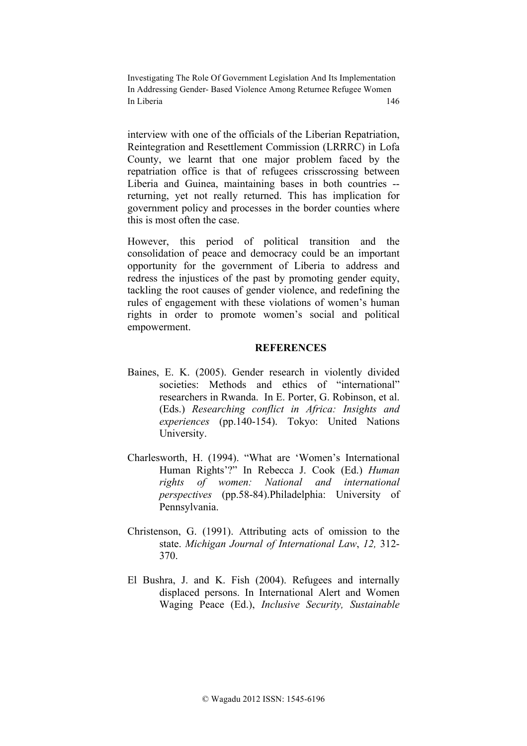interview with one of the officials of the Liberian Repatriation, Reintegration and Resettlement Commission (LRRRC) in Lofa County, we learnt that one major problem faced by the repatriation office is that of refugees crisscrossing between Liberia and Guinea, maintaining bases in both countries -- returning, yet not really returned. This has implication for government policy and processes in the border counties where this is most often the case.

However, this period of political transition and the consolidation of peace and democracy could be an important opportunity for the government of Liberia to address and redress the injustices of the past by promoting gender equity, tackling the root causes of gender violence, and redefining the rules of engagement with these violations of women's human rights in order to promote women's social and political empowerment.

## REFERENCES

Baines, E. K. (2005). Gender research in violently divided societies: Methods and ethics of "international" researchers in Rwanda. In E. Porter, G. Robinson, et al. (Eds.) *Researching conflict in Africa: Insights and experiences* (pp.140-154). Tokyo: United Nations University.

Charlesworth, H. (1994). "What are 'Women's International Human Rights'?" In Rebecca J. Cook (Ed.) *Human rights of women: National and international perspectives* (pp.58-84).Philadelphia: University of Pennsylvania.

Christenson, G. (1991). Attributing acts of omission to the state. *Michigan Journal of International Law*, *12,* 312-370.

El Bushra, J. and K. Fish (2004). Refugees and internally displaced persons. In International Alert and Women Waging Peace (Ed.), *Inclusive Security, Sustainable*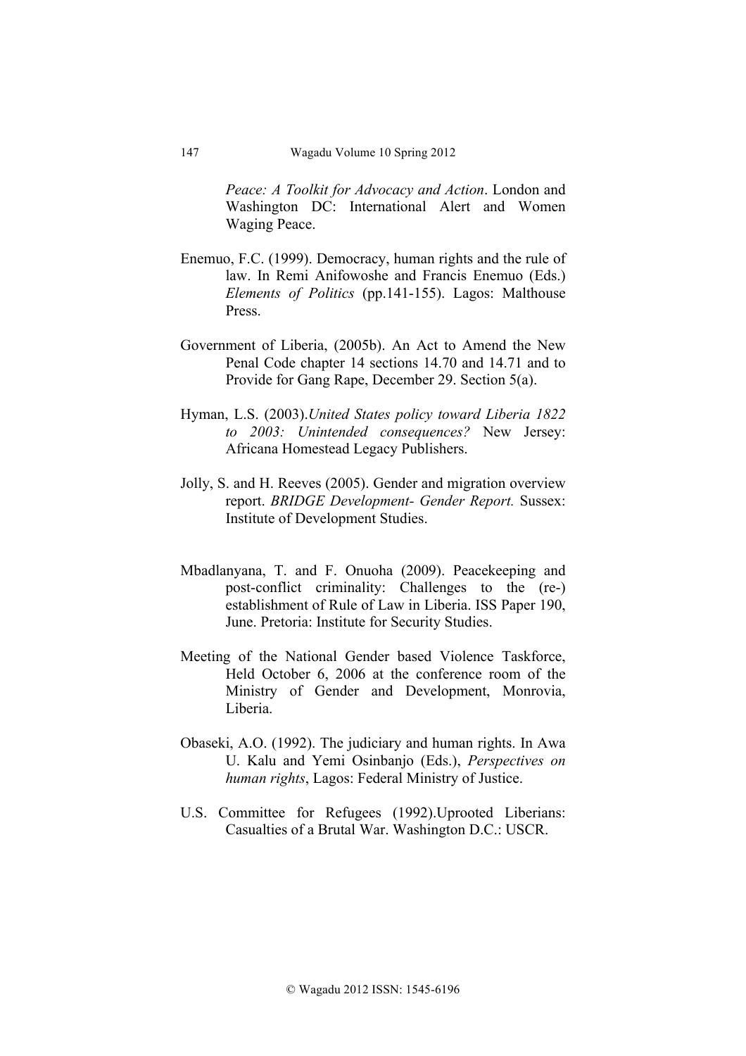*Peace: A Toolkit for Advocacy and Action*. London and Washington DC: International Alert and Women Waging Peace.

Enemuo, F.C. (1999). Democracy, human rights and the rule of law. In Remi Anifowoshe and Francis Enemuo (Eds.) *Elements of Politics* (pp.141-155). Lagos: Malthouse Press.

Government of Liberia, (2005b). An Act to Amend the New Penal Code chapter 14 sections 14.70 and 14.71 and to Provide for Gang Rape, December 29. Section 5(a).

Hyman, L.S. (2003).*United States policy toward Liberia 1822 to 2003: Unintended consequences?* New Jersey: Africana Homestead Legacy Publishers.

Jolly, S. and H. Reeves (2005). Gender and migration overview report. *BRIDGE Development- Gender Report.* Sussex: Institute of Development Studies.

Mbadlanyana, T. and F. Onuoha (2009). Peacekeeping and post-conflict criminality: Challenges to the (re-) establishment of Rule of Law in Liberia. ISS Paper 190, June. Pretoria: Institute for Security Studies.

Meeting of the National Gender based Violence Taskforce, Held October 6, 2006 at the conference room of the Ministry of Gender and Development, Monrovia, Liberia.

Obaseki, A.O. (1992). The judiciary and human rights. In Awa U. Kalu and Yemi Osinbanjo (Eds.), *Perspectives on human rights*, Lagos: Federal Ministry of Justice.

U.S. Committee for Refugees (1992).Uprooted Liberians: Casualties of a Brutal War. Washington D.C.: USCR.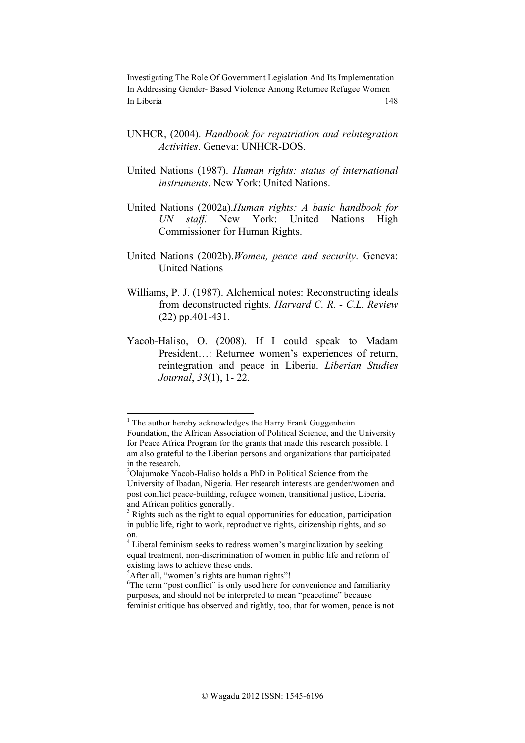UNHCR, (2004). *Handbook for repatriation and reintegration Activities*. Geneva: UNHCR-DOS.

United Nations (1987). *Human rights: status of international instruments*. New York: United Nations.

United Nations (2002a).*Human rights: A basic handbook for UN staff.* New York: United Nations High Commissioner for Human Rights.

United Nations (2002b).*Women, peace and security*. Geneva: United Nations

Williams, P. J. (1987). Alchemical notes: Reconstructing ideals from deconstructed rights. *Harvard C. R. - C.L. Review* (22) pp.401-431.

Yacob-Haliso, O. (2008). If I could speak to Madam President…: Returnee women's experiences of return, reintegration and peace in Liberia. *Liberian Studies Journal*, *33*(1), 1- 22.

---

[1] The author hereby acknowledges the Harry Frank Guggenheim Foundation, the African Association of Political Science, and the University for Peace Africa Program for the grants that made this research possible. I am also grateful to the Liberian persons and organizations that participated in the research.

[2] Olajumoke Yacob-Haliso holds a PhD in Political Science from the University of Ibadan, Nigeria. Her research interests are gender/women and post conflict peace-building, refugee women, transitional justice, Liberia, and African politics generally.

[3] Rights such as the right to equal opportunities for education, participation in public life, right to work, reproductive rights, citizenship rights, and so on.

[4] Liberal feminism seeks to redress women's marginalization by seeking equal treatment, non-discrimination of women in public life and reform of existing laws to achieve these ends.

[5] After all, "women's rights are human rights"!

[6] The term "post conflict" is only used here for convenience and familiarity purposes, and should not be interpreted to mean "peacetime" because feminist critique has observed and rightly, too, that for women, peace is not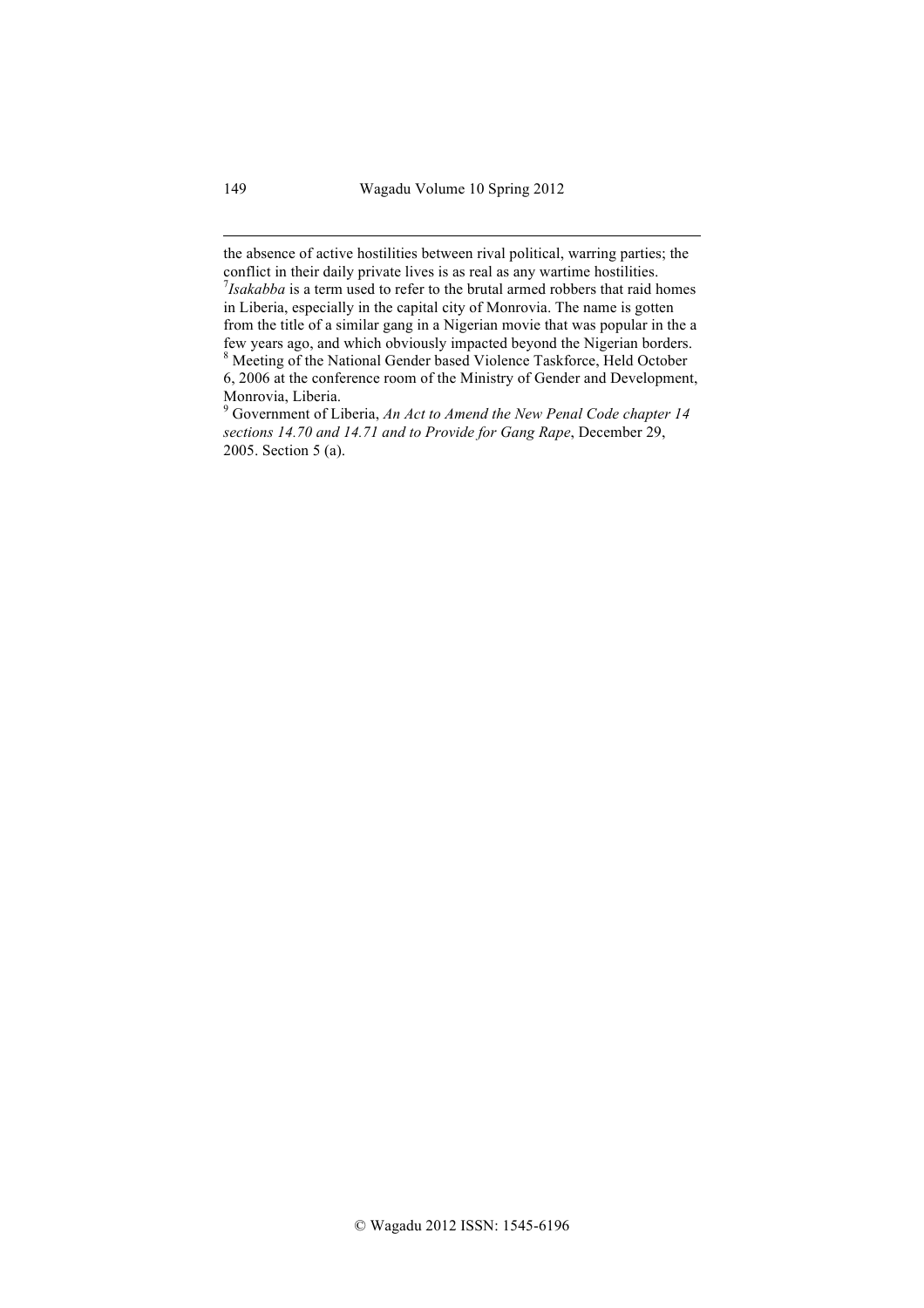the absence of active hostilities between rival political, warring parties; the conflict in their daily private lives is as real as any wartime hostilities.

[7] *Isakabba* is a term used to refer to the brutal armed robbers that raid homes in Liberia, especially in the capital city of Monrovia. The name is gotten from the title of a similar gang in a Nigerian movie that was popular in the a few years ago, and which obviously impacted beyond the Nigerian borders.

[8] Meeting of the National Gender based Violence Taskforce, Held October 6, 2006 at the conference room of the Ministry of Gender and Development, Monrovia, Liberia.

[9] Government of Liberia, *An Act to Amend the New Penal Code chapter 14 sections 14.70 and 14.71 and to Provide for Gang Rape*, December 29, 2005. Section 5 (a).